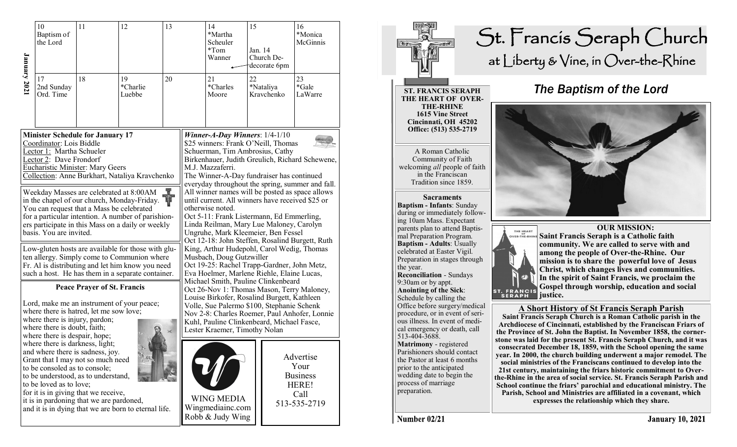# St. Francis Seraph Church

## at Liberty & Vine, in Over-the-Rhine

**ST. FRANCIS SERAPH THE HEART OF OVER-THE-RHINE**
**1615 Vine Street**
**Cincinnati, OH 45202**
**Office: (513) 535-2719**

A Roman Catholic Community of Faith welcoming *all* people of faith in the Franciscan Tradition since 1859.

**Sacraments**

**Baptism - Infants**: Sunday during or immediately following 10am Mass. Expectant parents plan to attend Baptismal Preparation Program.

**Baptism - Adults**: Usually celebrated at Easter Vigil. Preparation in stages through the year.

**Reconciliation** - Sundays 9:30am or by appt.

**Anointing of the Sick**: Schedule by calling the Office before surgery/medical procedure, or in event of serious illness. In event of medical emergency or death, call 513-404-3688.

**Matrimony** - registered Parishioners should contact the Pastor at least 6 months prior to the anticipated wedding date to begin the process of marriage preparation.

## *The Baptism of the Lord*

**OUR MISSION:**

**Saint Francis Seraph is a Catholic faith community. We are called to serve with and among the people of Over-the-Rhine. Our mission is to share the powerful love of Jesus Christ, which changes lives and communities. In the spirit of Saint Francis, we proclaim the Gospel through worship, education and social justice.**

### A Short History of St Francis Seraph Parish

**Saint Francis Seraph Church is a Roman Catholic parish in the Archdiocese of Cincinnati, established by the Franciscan Friars of the Province of St. John the Baptist. In November 1858, the cornerstone was laid for the present St. Francis Seraph Church, and it was consecrated December 18, 1859, with the School opening the same year. In 2000, the church building underwent a major remodel. The social ministries of the Franciscans continued to develop into the 21st century, maintaining the friars historic commitment to Over-the-Rhine in the area of social service. St. Francis Seraph Parish and School continue the friars' parochial and educational ministry. The Parish, School and Ministries are affiliated in a covenant, which expresses the relationship which they share.**

Number 02/21 — January 10, 2021

---

**January 2021**

| 10 Baptism of the Lord | 11 | 12 | 13 | 14 *Martha Scheuler *Tom Wanner | 15 Jan. 14 Church De-decorate 6pm | 16 *Monica McGinnis |
|---|---|---|---|---|---|---|
| 17 2nd Sunday Ord. Time | 18 | 19 *Charlie Luebbe | 20 | 21 *Charles Moore | 22 *Nataliya Kravchenko | 23 *Gale LaWarre |

**Minister Schedule for January 17**

Coordinator: Lois Biddle
Lector 1: Martha Schueler
Lector 2: Dave Frondorf
Eucharistic Minister: Mary Geers
Collection: Anne Burkhart, Nataliya Kravchenko

Weekday Masses are celebrated at 8:00AM in the chapel of our church, Monday-Friday. You can request that a Mass be celebrated for a particular intention. A number of parishioners participate in this Mass on a daily or weekly basis. You are invited.

Low-gluten hosts are available for those with gluten allergy. Simply come to Communion where Fr. Al is distributing and let him know you need such a host. He has them in a separate container.

**Peace Prayer of St. Francis**

Lord, make me an instrument of your peace;
where there is hatred, let me sow love;
where there is injury, pardon;
where there is doubt, faith;
where there is despair, hope;
where there is darkness, light;
and where there is sadness, joy.
Grant that I may not so much need
to be consoled as to console;
to be understood, as to understand,
to be loved as to love;
for it is in giving that we receive,
it is in pardoning that we are pardoned,
and it is in dying that we are born to eternal life.

***Winner-A-Day Winners***: 1/4-1/10

$25 winners: Frank O'Neill, Thomas Schuerman, Tim Ambrosius, Cathy Birkenhauer, Judith Greulich, Richard Schewene, M.J. Mazzaferri.

The Winner-A-Day fundraiser has continued everyday throughout the spring, summer and fall. All winner names will be posted as space allows until current. All winners have received $25 or otherwise noted.

Oct 5-11: Frank Listermann, Ed Emmerling, Linda Reilman, Mary Lue Maloney, Carolyn Ungruhe, Mark Kleemeier, Ben Fessel

Oct 12-18: John Steffen, Rosalind Burgett, Ruth King, Arthur Hudepohl, Carol Wedig, Thomas Musbach, Doug Gutzwiller

Oct 19-25: Rachel Trapp-Gardner, John Metz, Eva Hoelmer, Marlene Riehle, Elaine Lucas, Michael Smith, Pauline Clinkenbeard

Oct 26-Nov 1: Thomas Mason, Terry Maloney, Louise Birkofer, Rosalind Burgett, Kathleen Volle, Sue Palermo $100, Stephanie Schenk

Nov 2-8: Charles Roemer, Paul Anhofer, Lonnie Kuhl, Pauline Clinkenbeard, Michael Fasce, Lester Kraemer, Timothy Nolan

WING MEDIA
Wingmediainc.com
Robb & Judy Wing

Advertise Your Business HERE!
Call 513-535-2719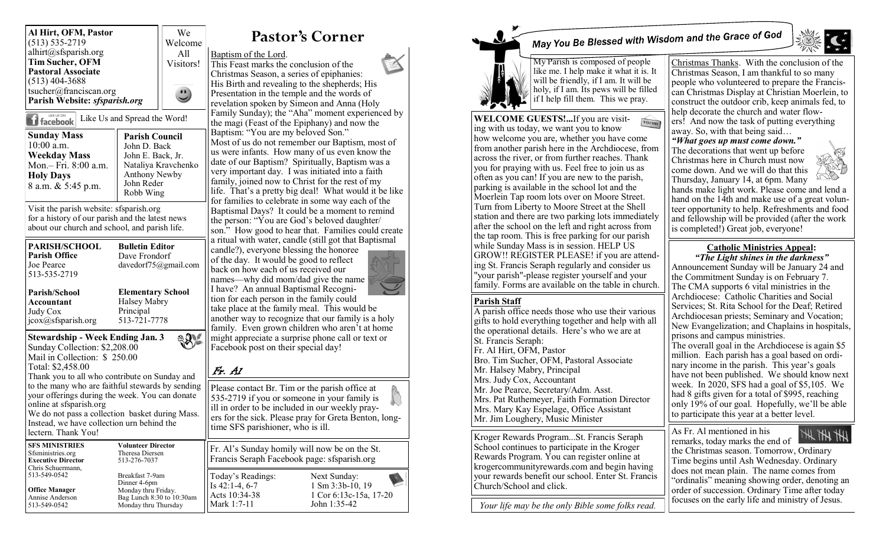**Al Hirt, OFM, Pastor**
(513) 535-2719
alhirt@sfsparish.org
**Tim Sucher, OFM**
**Pastoral Associate**
(513) 404-3688
tsucher@franciscan.org
**Parish Website:** ***sfsparish.org***

We Welcome All Visitors!

Like Us and Spread the Word!

**Sunday Mass**
10:00 a.m.
**Weekday Mass**
Mon.– Fri. 8:00 a.m.
**Holy Days**
8 a.m. & 5:45 p.m.

**Parish Council**
John D. Back
John E. Back, Jr.
Nataliya Kravchenko
Anthony Newby
John Reder
Robb Wing

Visit the parish website: sfsparish.org for a history of our parish and the latest news about our church and school, and parish life.

**PARISH/SCHOOL**
**Parish Office**
Joe Pearce
513-535-2719

**Bulletin Editor**
Dave Frondorf
davedorf75@gmail.com

**Parish/School Accountant**
Judy Cox
jcox@sfsparish.org

**Elementary School**
Halsey Mabry
Principal
513-721-7778

**Stewardship - Week Ending Jan. 3**
Sunday Collection: $2,208.00
Mail in Collection: $ 250.00
Total: $2,458.00
Thank you to all who contribute on Sunday and to the many who are faithful stewards by sending your offerings during the week. You can donate online at sfsparish.org
We do not pass a collection basket during Mass. Instead, we have collection urn behind the lectern. Thank You!

**SFS MINISTRIES**
Sfsministries.org
**Executive Director**
Chris Schuermann,
513-549-0542

**Office Manager**
Annise Anderson
513-549-0542

**Volunteer Director**
Theresa Diersen
513-276-7037

Breakfast 7-9am
Dinner 4-6pm
Monday thru Friday.
Bag Lunch 8:30 to 10:30am
Monday thru Thursday

# Pastor's Corner

Baptism of the Lord.
This Feast marks the conclusion of the Christmas Season, a series of epiphanies: His Birth and revealing to the shepherds; His Presentation in the temple and the words of revelation spoken by Simeon and Anna (Holy Family Sunday); the "Aha" moment experienced by the magi (Feast of the Epiphany) and now the Baptism: "You are my beloved Son."
Most of us do not remember our Baptism, most of us were infants. How many of us even know the date of our Baptism? Spiritually, Baptism was a very important day. I was initiated into a faith family, joined now to Christ for the rest of my life. That's a pretty big deal! What would it be like for families to celebrate in some way each of the Baptismal Days? It could be a moment to remind the person: "You are God's beloved daughter/son." How good to hear that. Families could create a ritual with water, candle (still got that Baptismal candle?), everyone blessing the honoree of the day. It would be good to reflect back on how each of us received our names—why did mom/dad give the name I have? An annual Baptismal Recognition for each person in the family could take place at the family meal. This would be another way to recognize that our family is a holy family. Even grown children who aren't at home might appreciate a surprise phone call or text or Facebook post on their special day!

*Fr. Al*

Please contact Br. Tim or the parish office at 535-2719 if you or someone in your family is ill in order to be included in our weekly prayers for the sick. Please pray for Greta Benton, long-time SFS parishioner, who is ill.

Fr. Al's Sunday homily will now be on the St. Francis Seraph Facebook page: sfsparish.org

| | |
|---|---|
| Today's Readings: | Next Sunday: |
| Is 42:1-4, 6-7 | 1 Sm 3:3b-10, 19 |
| Acts 10:34-38 | 1 Cor 6:13c-15a, 17-20 |
| Mark 1:7-11 | John 1:35-42 |

## *May You Be Blessed with Wisdom and the Grace of God*

My Parish is composed of people like me. I help make it what it is. It will be friendly, if I am. It will be holy, if I am. Its pews will be filled if I help fill them. This we pray.

**WELCOME GUESTS!...**If you are visiting with us today, we want you to know how welcome you are here, whether you have come from another parish here in the Archdiocese, from across the river, or from further reaches. Thank you for praying with us. Feel free to join us as often as you can! If you are new to the parish, parking is available in the school lot and the Moerlein Tap room lots over on Moore Street. Turn from Liberty to Moore Street at the Shell station and there are two parking lots immediately after the school on the left and right across from the tap room. This is free parking for our parish while Sunday Mass is in session. HELP US GROW!! REGISTER PLEASE! if you are attending St. Francis Seraph regularly and consider us "your parish"-please register yourself and your family. Forms are available on the table in church.

**Parish Staff**
A parish office needs those who use their various gifts to hold everything together and help with all the operational details. Here's who we are at St. Francis Seraph:
Fr. Al Hirt, OFM, Pastor
Bro. Tim Sucher, OFM, Pastoral Associate
Mr. Halsey Mabry, Principal
Mrs. Judy Cox, Accountant
Mr. Joe Pearce, Secretary/Adm. Asst.
Mrs. Pat Ruthemeyer, Faith Formation Director
Mrs. Mary Kay Espelage, Office Assistant
Mr. Jim Loughery, Music Minister

Kroger Rewards Program...St. Francis Seraph School continues to participate in the Kroger Rewards Program. You can register online at krogercommunityrewards.com and begin having your rewards benefit our school. Enter St. Francis Church/School and click.

*Your life may be the only Bible some folks read.*

Christmas Thanks. With the conclusion of the Christmas Season, I am thankful to so many people who volunteered to prepare the Franciscan Christmas Display at Christian Moerlein, to construct the outdoor crib, keep animals fed, to help decorate the church and water flowers! And now the task of putting everything away. So, with that being said…
***"What goes up must come down."***
The decorations that went up before Christmas here in Church must now come down. And we will do that this Thursday, January 14, at 6pm. Many hands make light work. Please come and lend a hand on the 14th and make use of a great volunteer opportunity to help. Refreshments and food and fellowship will be provided (after the work is completed!) Great job, everyone!

**Catholic Ministries Appeal:**
***"The Light shines in the darkness"***
Announcement Sunday will be January 24 and the Commitment Sunday is on February 7. The CMA supports 6 vital ministries in the Archdiocese: Catholic Charities and Social Services; St. Rita School for the Deaf; Retired Archdiocesan priests; Seminary and Vocation; New Evangelization; and Chaplains in hospitals, prisons and campus ministries.
The overall goal in the Archdiocese is again $5 million. Each parish has a goal based on ordinary income in the parish. This year's goals have not been published. We should know next week. In 2020, SFS had a goal of $5,105. We had 8 gifts given for a total of $995, reaching only 19% of our goal. Hopefully, we'll be able to participate this year at a better level.

As Fr. Al mentioned in his remarks, today marks the end of the Christmas season. Tomorrow, Ordinary Time begins until Ash Wednesday. Ordinary does not mean plain. The name comes from "ordinalis" meaning showing order, denoting an order of succession. Ordinary Time after today focuses on the early life and ministry of Jesus.